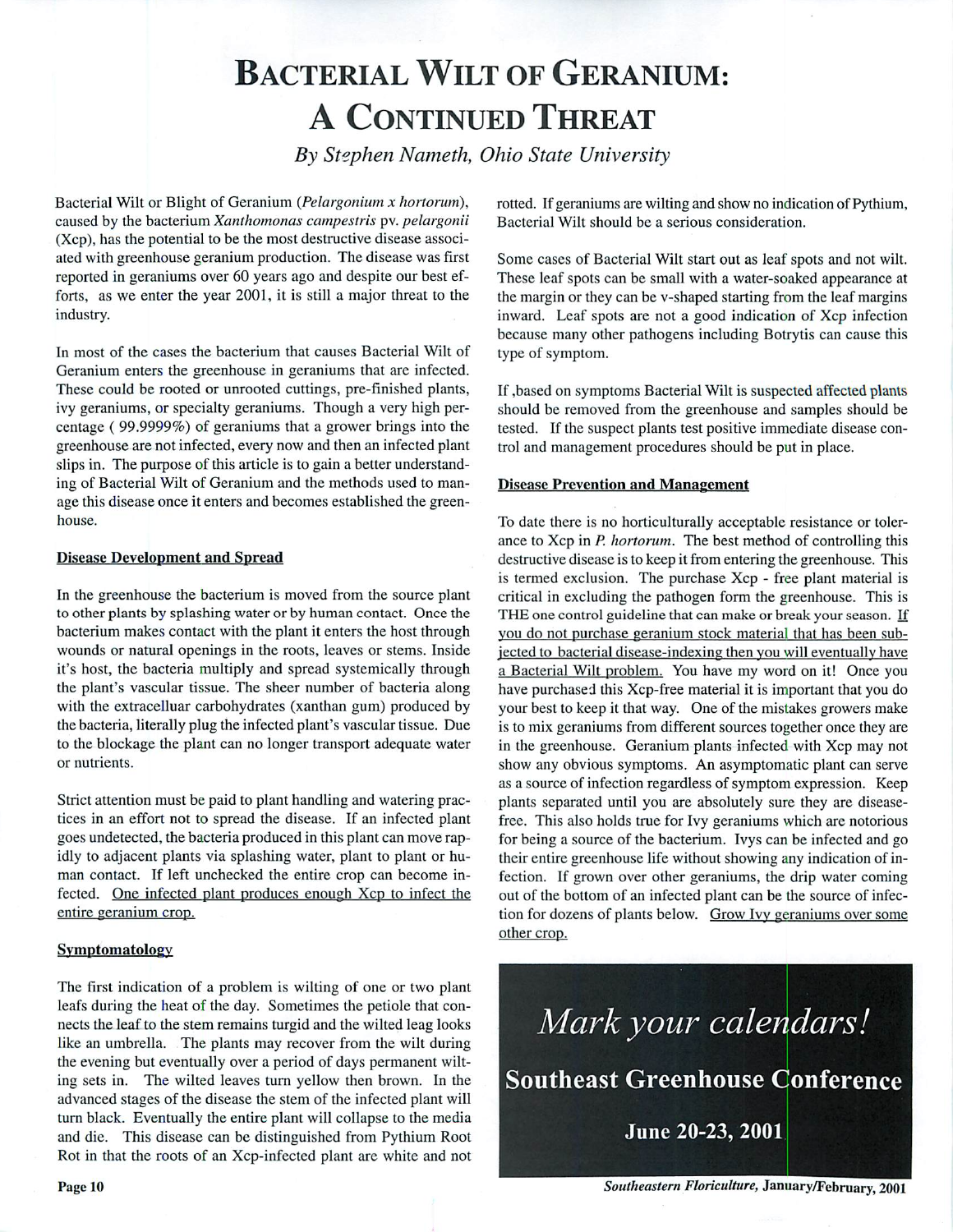# Bacterial Wilt of Geranium: A Continued Threat

*By Stephen Nameth, Ohio State University*

Bacterial Wilt or Blight of Geranium (*Pelargonium x hortorum*), caused by the bacterium *Xanthomonas campestris* pv. *pelargonii* (Xcp), has the potential to be the most destructive disease associated with greenhouse geranium production. The disease was first reported in geraniums over 60 years ago and despite our best efforts, as we enter the year 2001, it is still a major threat to the industry.

In most of the cases the bacterium that causes Bacterial Wilt of Geranium enters the greenhouse in geraniums that are infected. These could be rooted or unrooted cuttings, pre-finished plants, ivy geraniums, or specialty geraniums. Though a very high percentage ( 99.9999%) of geraniums that a grower brings into the greenhouse are not infected, every now and then an infected plant slips in. The purpose of this article is to gain a better understanding of Bacterial Wilt of Geranium and the methods used to manage this disease once it enters and becomes established the greenhouse.

## Disease Development and Spread

In the greenhouse the bacterium is moved from the source plant to other plants by splashing water or by human contact. Once the bacterium makes contact with the plant it enters the host through wounds or natural openings in the roots, leaves or stems. Inside it's host, the bacteria multiply and spread systemically through the plant's vascular tissue. The sheer number of bacteria along with the extracelluar carbohydrates (xanthan gum) produced by the bacteria, literally plug the infected plant's vascular tissue. Due to the blockage the plant can no longer transport adequate water or nutrients.

Strict attention must be paid to plant handling and watering practices in an effort not to spread the disease. If an infected plant goes undetected, the bacteria produced in this plant can move rapidly to adjacent plants via splashing water, plant to plant or human contact. If left unchecked the entire crop can become infected. One infected plant produces enough Xcp to infect the entire geranium crop.

## Symptomatology

The first indication of a problem is wilting of one or two plant leafs during the heat of the day. Sometimes the petiole that connects the leaf to the stem remains turgid and the wilted leag looks like an umbrella. The plants may recover from the wilt during the evening but eventually over a period of days permanent wilting sets in. The wilted leaves turn yellow then brown. In the advanced stages of the disease the stem of the infected plant will turn black. Eventually the entire plant will collapse to the media and die. This disease can be distinguished from Pythium Root Rot in that the roots of an Xcp-infected plant are white and not rotted. If geraniums are wilting and show no indication of Pythium, Bacterial Wilt should be a serious consideration.

Some cases of Bacterial Wilt start out as leaf spots and not wilt. These leaf spots can be small with a water-soaked appearance at the margin or they can be v-shaped starting from the leaf margins inward. Leaf spots are not a good indication of Xcp infection because many other pathogens including Botrytis can cause this type of symptom.

If ,based on symptoms Bacterial Wilt is suspected affected plants should be removed from the greenhouse and samples should be tested. If the suspect plants test positive immediate disease control and management procedures should be put in place.

## Disease Prevention and Management

To date there is no horticulturally acceptable resistance or tolerance to Xcp in *P. hortorum*. The best method of controlling this destructive disease is to keep it from entering the greenhouse. This is termed exclusion. The purchase Xcp - free plant material is critical in excluding the pathogen form the greenhouse. This is THE one control guideline that can make or break your season. If you do not purchase geranium stock material that has been subjected to bacterial disease-indexing then you will eventually have a Bacterial Wilt problem. You have my word on it! Once you have purchased this Xcp-free material it is important that you do your best to keep it that way. One of the mistakes growers make is to mix geraniums from different sources together once they are in the greenhouse. Geranium plants infected with Xcp may not show any obvious symptoms. An asymptomatic plant can serve as a source of infection regardless of symptom expression. Keep plants separated until you are absolutely sure they are disease-free. This also holds true for Ivy geraniums which are notorious for being a source of the bacterium. Ivys can be infected and go their entire greenhouse life without showing any indication of infection. If grown over other geraniums, the drip water coming out of the bottom of an infected plant can be the source of infection for dozens of plants below. Grow Ivy geraniums over some other crop.

*Mark your calendars!*

**Southeast Greenhouse Conference**

**June 20-23, 2001**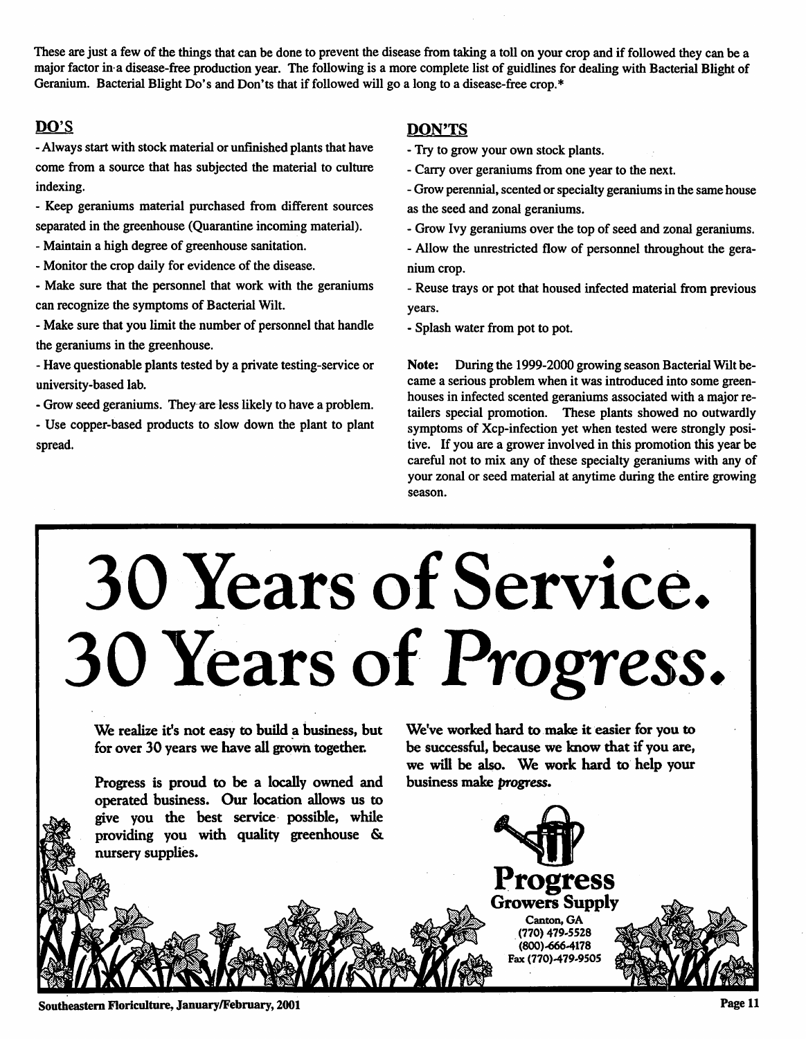These are just a few of the things that can be done to prevent the disease from taking a toll on your crop and if followed they can be a major factor in a disease-free production year. The following is a more complete list of guidlines for dealing with Bacterial Blight of Geranium. Bacterial Blight Do's and Don'ts that if followed will go a long to a disease-free crop.*

## DO'S

- Always start with stock material or unfinished plants that have come from a source that has subjected the material to culture indexing.
- Keep geraniums material purchased from different sources separated in the greenhouse (Quarantine incoming material).
- Maintain a high degree of greenhouse sanitation.
- Monitor the crop daily for evidence of the disease.
- Make sure that the personnel that work with the geraniums can recognize the symptoms of Bacterial Wilt.
- Make sure that you limit the number of personnel that handle the geraniums in the greenhouse.
- Have questionable plants tested by a private testing-service or university-based lab.
- Grow seed geraniums. They are less likely to have a problem.
- Use copper-based products to slow down the plant to plant spread.

## DON'TS

- Try to grow your own stock plants.
- Carry over geraniums from one year to the next.
- Grow perennial, scented or specialty geraniums in the same house as the seed and zonal geraniums.
- Grow Ivy geraniums over the top of seed and zonal geraniums.
- Allow the unrestricted flow of personnel throughout the geranium crop.
- Reuse trays or pot that housed infected material from previous years.
- Splash water from pot to pot.

**Note:** During the 1999-2000 growing season Bacterial Wilt became a serious problem when it was introduced into some greenhouses in infected scented geraniums associated with a major retailers special promotion. These plants showed no outwardly symptoms of Xcp-infection yet when tested were strongly positive. If you are a grower involved in this promotion this year be careful not to mix any of these specialty geraniums with any of your zonal or seed material at anytime during the entire growing season.

# 30 Years of Service. 30 Years of *Progress*.

We realize it's not easy to build a business, but for over 30 years we have all grown together.

Progress is proud to be a locally owned and operated business. Our location allows us to give you the best service possible, while providing you with quality greenhouse & nursery supplies.

We've worked hard to make it easier for you to be successful, because we know that if you are, we will be also. We work hard to help your business make *progress*.

**Progress**
**Growers Supply**
Canton, GA
(770) 479-5528
(800)-666-4178
Fax (770)-479-9505